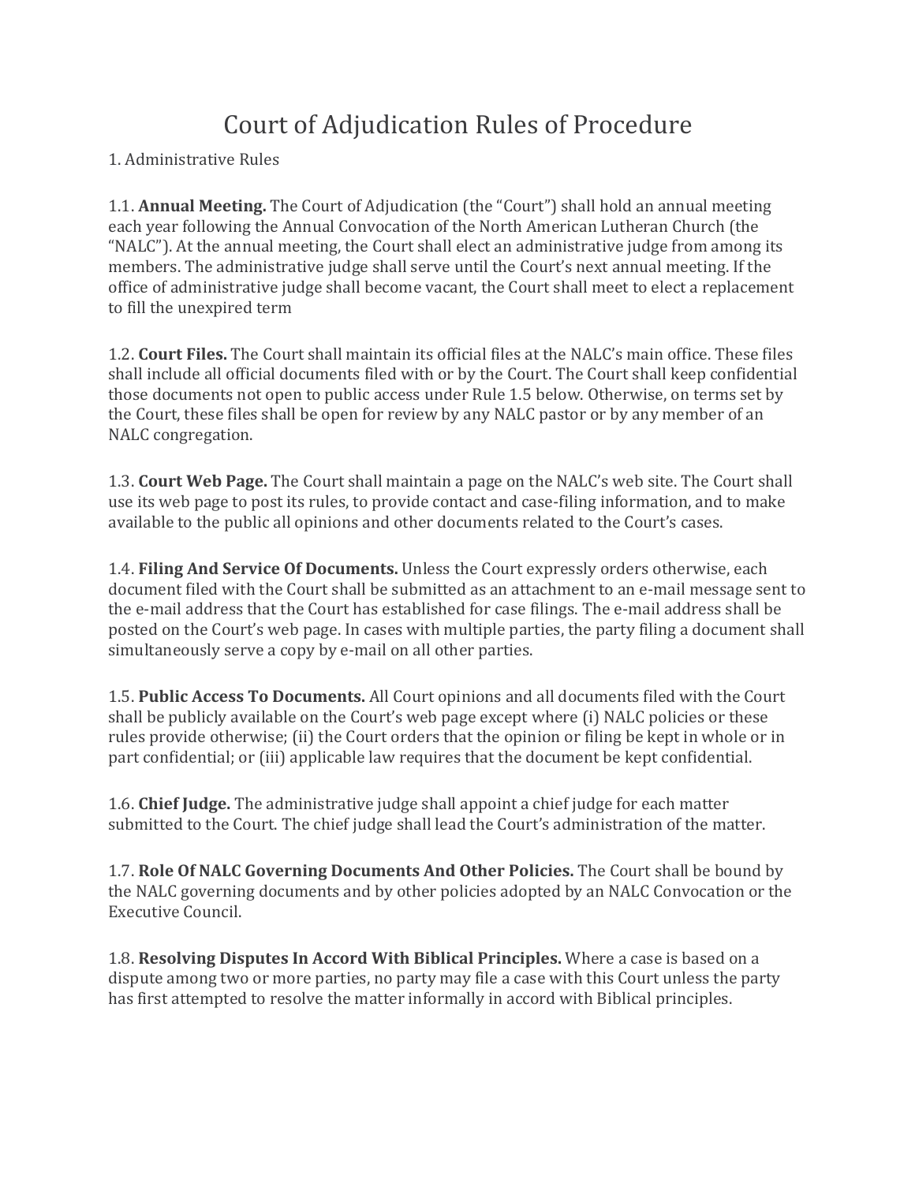# Court of Adjudication Rules of Procedure

1. Administrative Rules

1.1. **Annual Meeting.** The Court of Adjudication (the "Court") shall hold an annual meeting each year following the Annual Convocation of the North American Lutheran Church (the "NALC"). At the annual meeting, the Court shall elect an administrative judge from among its members. The administrative judge shall serve until the Court's next annual meeting. If the office of administrative judge shall become vacant, the Court shall meet to elect a replacement to fill the unexpired term

1.2. **Court Files.** The Court shall maintain its official files at the NALC's main office. These files shall include all official documents filed with or by the Court. The Court shall keep confidential those documents not open to public access under Rule 1.5 below. Otherwise, on terms set by the Court, these files shall be open for review by any NALC pastor or by any member of an NALC congregation.

1.3. **Court Web Page.** The Court shall maintain a page on the NALC's web site. The Court shall use its web page to post its rules, to provide contact and case-filing information, and to make available to the public all opinions and other documents related to the Court's cases.

1.4. **Filing And Service Of Documents.** Unless the Court expressly orders otherwise, each document filed with the Court shall be submitted as an attachment to an e-mail message sent to the e-mail address that the Court has established for case filings. The e-mail address shall be posted on the Court's web page. In cases with multiple parties, the party filing a document shall simultaneously serve a copy by e-mail on all other parties.

1.5. **Public Access To Documents.** All Court opinions and all documents filed with the Court shall be publicly available on the Court's web page except where (i) NALC policies or these rules provide otherwise; (ii) the Court orders that the opinion or filing be kept in whole or in part confidential; or (iii) applicable law requires that the document be kept confidential.

1.6. **Chief Judge.** The administrative judge shall appoint a chief judge for each matter submitted to the Court. The chief judge shall lead the Court's administration of the matter.

1.7. **Role Of NALC Governing Documents And Other Policies.** The Court shall be bound by the NALC governing documents and by other policies adopted by an NALC Convocation or the Executive Council.

1.8. **Resolving Disputes In Accord With Biblical Principles.** Where a case is based on a dispute among two or more parties, no party may file a case with this Court unless the party has first attempted to resolve the matter informally in accord with Biblical principles.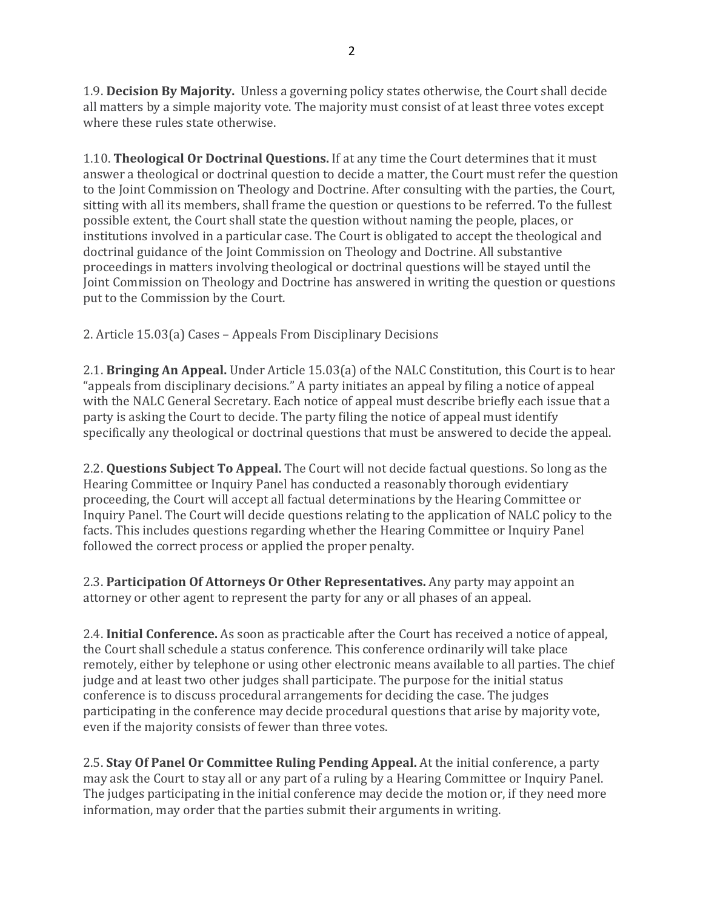1.9. **Decision By Majority.** Unless a governing policy states otherwise, the Court shall decide all matters by a simple majority vote. The majority must consist of at least three votes except where these rules state otherwise.

1.10. **Theological Or Doctrinal Questions.** If at any time the Court determines that it must answer a theological or doctrinal question to decide a matter, the Court must refer the question to the Joint Commission on Theology and Doctrine. After consulting with the parties, the Court, sitting with all its members, shall frame the question or questions to be referred. To the fullest possible extent, the Court shall state the question without naming the people, places, or institutions involved in a particular case. The Court is obligated to accept the theological and doctrinal guidance of the Joint Commission on Theology and Doctrine. All substantive proceedings in matters involving theological or doctrinal questions will be stayed until the Joint Commission on Theology and Doctrine has answered in writing the question or questions put to the Commission by the Court.

2. Article 15.03(a) Cases – Appeals From Disciplinary Decisions

2.1. **Bringing An Appeal.** Under Article 15.03(a) of the NALC Constitution, this Court is to hear "appeals from disciplinary decisions." A party initiates an appeal by filing a notice of appeal with the NALC General Secretary. Each notice of appeal must describe briefly each issue that a party is asking the Court to decide. The party filing the notice of appeal must identify specifically any theological or doctrinal questions that must be answered to decide the appeal.

2.2. **Questions Subject To Appeal.** The Court will not decide factual questions. So long as the Hearing Committee or Inquiry Panel has conducted a reasonably thorough evidentiary proceeding, the Court will accept all factual determinations by the Hearing Committee or Inquiry Panel. The Court will decide questions relating to the application of NALC policy to the facts. This includes questions regarding whether the Hearing Committee or Inquiry Panel followed the correct process or applied the proper penalty.

2.3. **Participation Of Attorneys Or Other Representatives.** Any party may appoint an attorney or other agent to represent the party for any or all phases of an appeal.

2.4. **Initial Conference.** As soon as practicable after the Court has received a notice of appeal, the Court shall schedule a status conference. This conference ordinarily will take place remotely, either by telephone or using other electronic means available to all parties. The chief judge and at least two other judges shall participate. The purpose for the initial status conference is to discuss procedural arrangements for deciding the case. The judges participating in the conference may decide procedural questions that arise by majority vote, even if the majority consists of fewer than three votes.

2.5. **Stay Of Panel Or Committee Ruling Pending Appeal.** At the initial conference, a party may ask the Court to stay all or any part of a ruling by a Hearing Committee or Inquiry Panel. The judges participating in the initial conference may decide the motion or, if they need more information, may order that the parties submit their arguments in writing.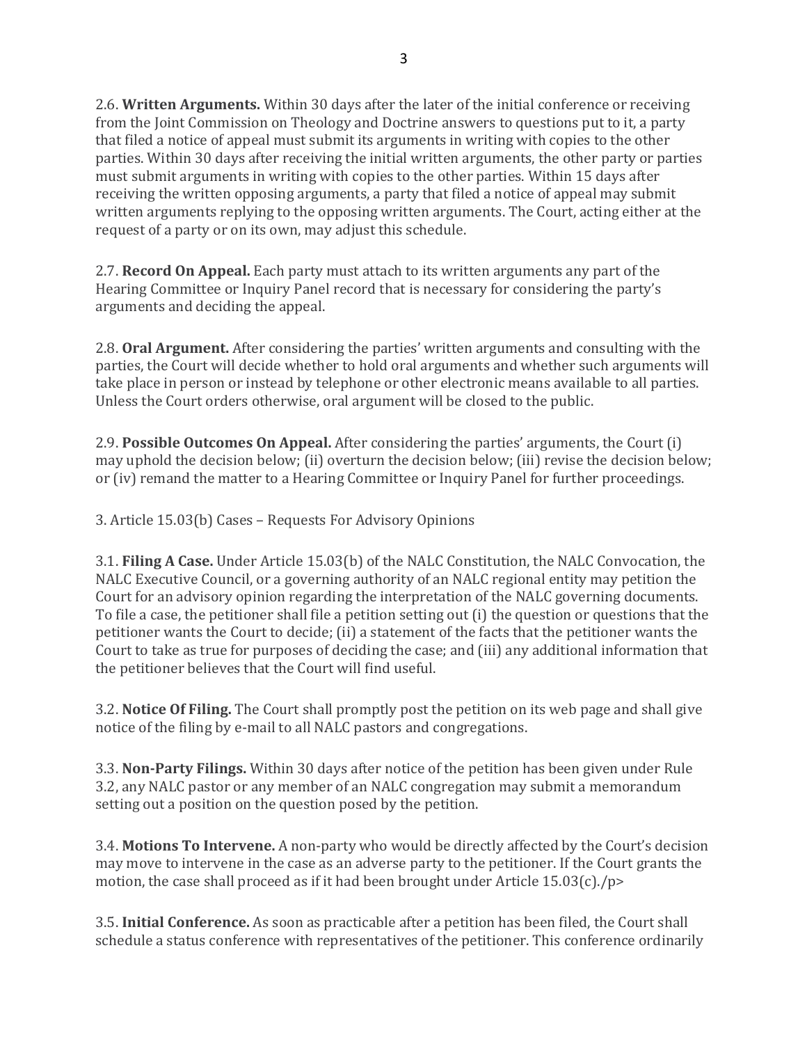2.6. **Written Arguments.** Within 30 days after the later of the initial conference or receiving from the Joint Commission on Theology and Doctrine answers to questions put to it, a party that filed a notice of appeal must submit its arguments in writing with copies to the other parties. Within 30 days after receiving the initial written arguments, the other party or parties must submit arguments in writing with copies to the other parties. Within 15 days after receiving the written opposing arguments, a party that filed a notice of appeal may submit written arguments replying to the opposing written arguments. The Court, acting either at the request of a party or on its own, may adjust this schedule.

2.7. **Record On Appeal.** Each party must attach to its written arguments any part of the Hearing Committee or Inquiry Panel record that is necessary for considering the party's arguments and deciding the appeal.

2.8. **Oral Argument.** After considering the parties' written arguments and consulting with the parties, the Court will decide whether to hold oral arguments and whether such arguments will take place in person or instead by telephone or other electronic means available to all parties. Unless the Court orders otherwise, oral argument will be closed to the public.

2.9. **Possible Outcomes On Appeal.** After considering the parties' arguments, the Court (i) may uphold the decision below; (ii) overturn the decision below; (iii) revise the decision below; or (iv) remand the matter to a Hearing Committee or Inquiry Panel for further proceedings.

3. Article 15.03(b) Cases – Requests For Advisory Opinions

3.1. **Filing A Case.** Under Article 15.03(b) of the NALC Constitution, the NALC Convocation, the NALC Executive Council, or a governing authority of an NALC regional entity may petition the Court for an advisory opinion regarding the interpretation of the NALC governing documents. To file a case, the petitioner shall file a petition setting out (i) the question or questions that the petitioner wants the Court to decide; (ii) a statement of the facts that the petitioner wants the Court to take as true for purposes of deciding the case; and (iii) any additional information that the petitioner believes that the Court will find useful.

3.2. **Notice Of Filing.** The Court shall promptly post the petition on its web page and shall give notice of the filing by e-mail to all NALC pastors and congregations.

3.3. **Non-Party Filings.** Within 30 days after notice of the petition has been given under Rule 3.2, any NALC pastor or any member of an NALC congregation may submit a memorandum setting out a position on the question posed by the petition.

3.4. **Motions To Intervene.** A non-party who would be directly affected by the Court's decision may move to intervene in the case as an adverse party to the petitioner. If the Court grants the motion, the case shall proceed as if it had been brought under Article 15.03(c)./p>

3.5. **Initial Conference.** As soon as practicable after a petition has been filed, the Court shall schedule a status conference with representatives of the petitioner. This conference ordinarily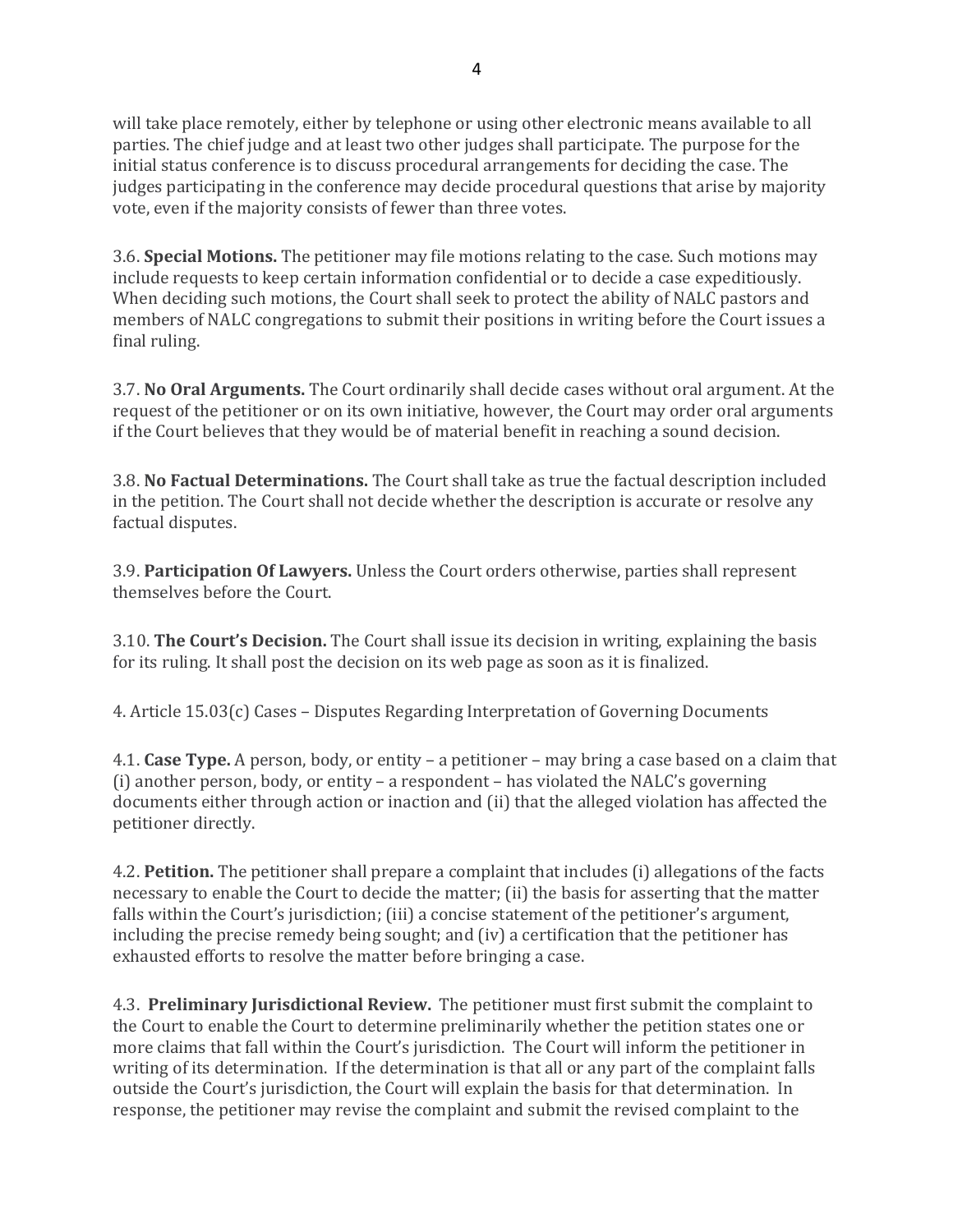will take place remotely, either by telephone or using other electronic means available to all parties. The chief judge and at least two other judges shall participate. The purpose for the initial status conference is to discuss procedural arrangements for deciding the case. The judges participating in the conference may decide procedural questions that arise by majority vote, even if the majority consists of fewer than three votes.

3.6. **Special Motions.** The petitioner may file motions relating to the case. Such motions may include requests to keep certain information confidential or to decide a case expeditiously. When deciding such motions, the Court shall seek to protect the ability of NALC pastors and members of NALC congregations to submit their positions in writing before the Court issues a final ruling.

3.7. **No Oral Arguments.** The Court ordinarily shall decide cases without oral argument. At the request of the petitioner or on its own initiative, however, the Court may order oral arguments if the Court believes that they would be of material benefit in reaching a sound decision.

3.8. **No Factual Determinations.** The Court shall take as true the factual description included in the petition. The Court shall not decide whether the description is accurate or resolve any factual disputes.

3.9. **Participation Of Lawyers.** Unless the Court orders otherwise, parties shall represent themselves before the Court.

3.10. **The Court's Decision.** The Court shall issue its decision in writing, explaining the basis for its ruling. It shall post the decision on its web page as soon as it is finalized.

4. Article 15.03(c) Cases – Disputes Regarding Interpretation of Governing Documents

4.1. **Case Type.** A person, body, or entity – a petitioner – may bring a case based on a claim that (i) another person, body, or entity – a respondent – has violated the NALC's governing documents either through action or inaction and (ii) that the alleged violation has affected the petitioner directly.

4.2. **Petition.** The petitioner shall prepare a complaint that includes (i) allegations of the facts necessary to enable the Court to decide the matter; (ii) the basis for asserting that the matter falls within the Court's jurisdiction; (iii) a concise statement of the petitioner's argument, including the precise remedy being sought; and (iv) a certification that the petitioner has exhausted efforts to resolve the matter before bringing a case.

4.3. **Preliminary Jurisdictional Review.** The petitioner must first submit the complaint to the Court to enable the Court to determine preliminarily whether the petition states one or more claims that fall within the Court's jurisdiction. The Court will inform the petitioner in writing of its determination. If the determination is that all or any part of the complaint falls outside the Court's jurisdiction, the Court will explain the basis for that determination. In response, the petitioner may revise the complaint and submit the revised complaint to the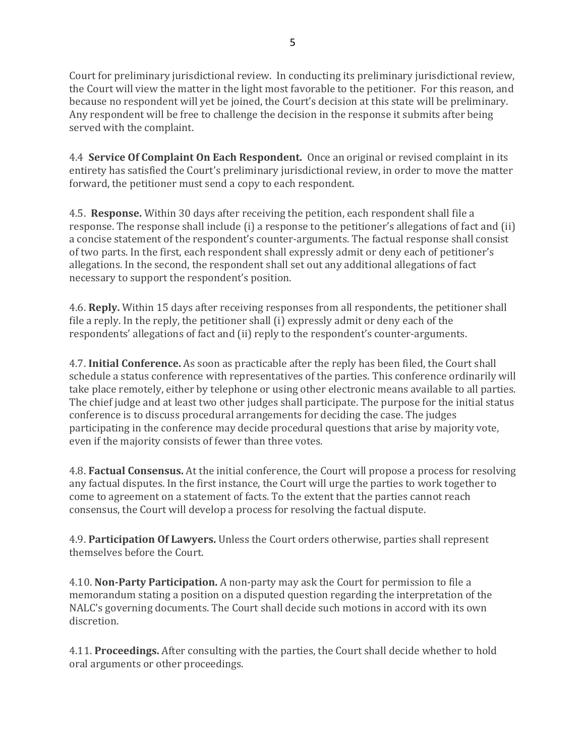Court for preliminary jurisdictional review. In conducting its preliminary jurisdictional review, the Court will view the matter in the light most favorable to the petitioner. For this reason, and because no respondent will yet be joined, the Court's decision at this state will be preliminary. Any respondent will be free to challenge the decision in the response it submits after being served with the complaint.

4.4 **Service Of Complaint On Each Respondent.** Once an original or revised complaint in its entirety has satisfied the Court's preliminary jurisdictional review, in order to move the matter forward, the petitioner must send a copy to each respondent.

4.5. **Response.** Within 30 days after receiving the petition, each respondent shall file a response. The response shall include (i) a response to the petitioner's allegations of fact and (ii) a concise statement of the respondent's counter-arguments. The factual response shall consist of two parts. In the first, each respondent shall expressly admit or deny each of petitioner's allegations. In the second, the respondent shall set out any additional allegations of fact necessary to support the respondent's position.

4.6. **Reply.** Within 15 days after receiving responses from all respondents, the petitioner shall file a reply. In the reply, the petitioner shall (i) expressly admit or deny each of the respondents' allegations of fact and (ii) reply to the respondent's counter-arguments.

4.7. **Initial Conference.** As soon as practicable after the reply has been filed, the Court shall schedule a status conference with representatives of the parties. This conference ordinarily will take place remotely, either by telephone or using other electronic means available to all parties. The chief judge and at least two other judges shall participate. The purpose for the initial status conference is to discuss procedural arrangements for deciding the case. The judges participating in the conference may decide procedural questions that arise by majority vote, even if the majority consists of fewer than three votes.

4.8. **Factual Consensus.** At the initial conference, the Court will propose a process for resolving any factual disputes. In the first instance, the Court will urge the parties to work together to come to agreement on a statement of facts. To the extent that the parties cannot reach consensus, the Court will develop a process for resolving the factual dispute.

4.9. **Participation Of Lawyers.** Unless the Court orders otherwise, parties shall represent themselves before the Court.

4.10. **Non-Party Participation.** A non-party may ask the Court for permission to file a memorandum stating a position on a disputed question regarding the interpretation of the NALC's governing documents. The Court shall decide such motions in accord with its own discretion.

4.11. **Proceedings.** After consulting with the parties, the Court shall decide whether to hold oral arguments or other proceedings.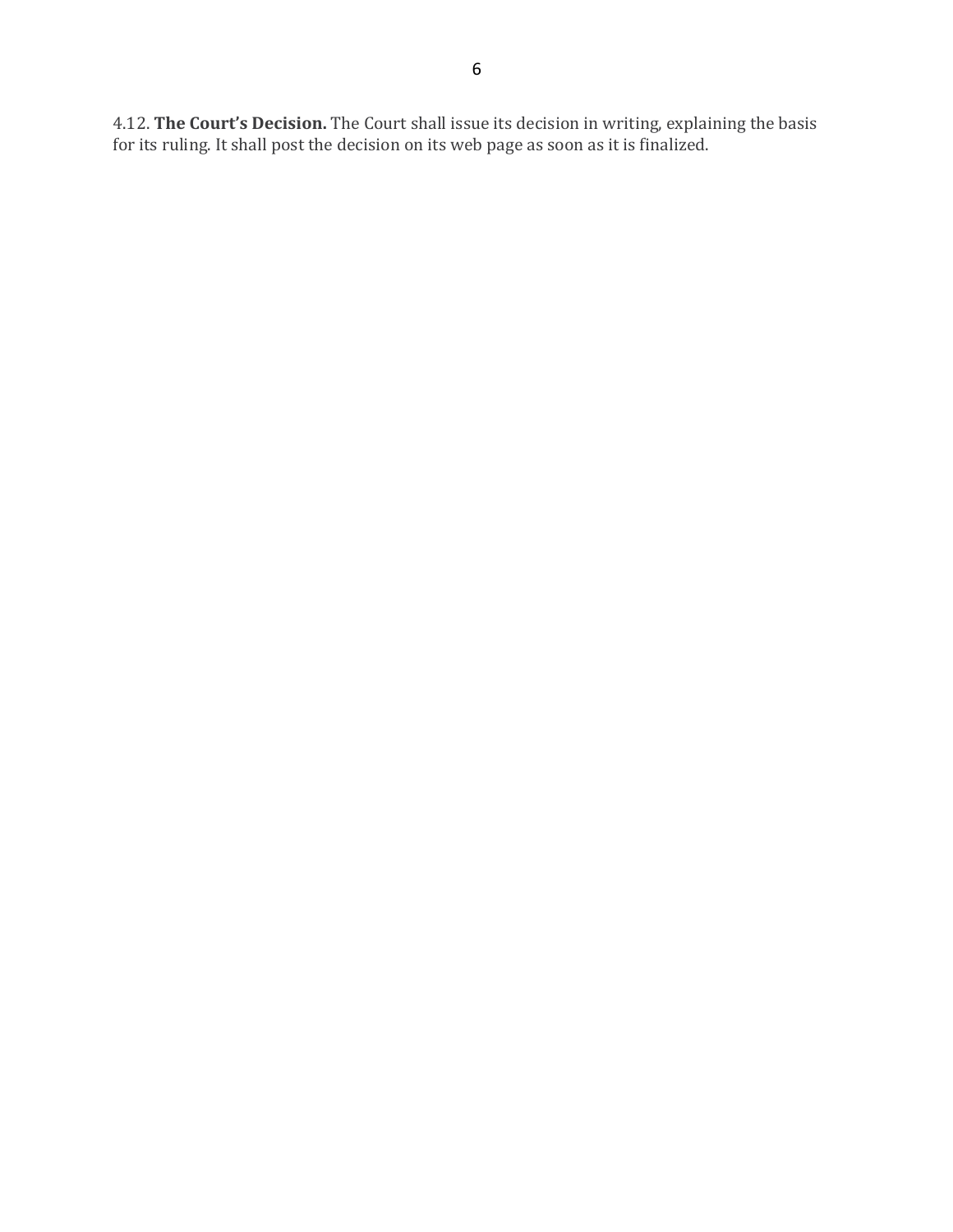4.12. **The Court's Decision.** The Court shall issue its decision in writing, explaining the basis for its ruling. It shall post the decision on its web page as soon as it is finalized.